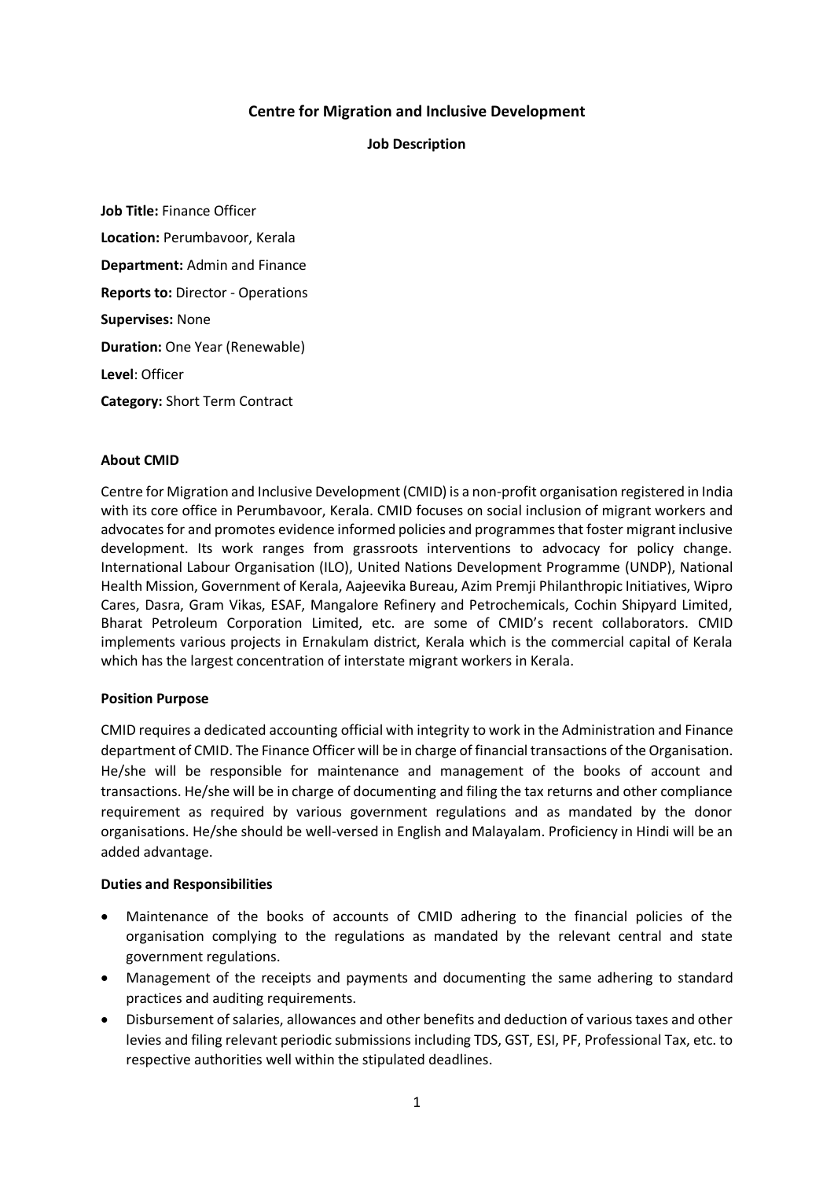# Centre for Migration and Inclusive Development

## Job Description

**Job Title:** Finance Officer

**Location:** Perumbavoor, Kerala

**Department:** Admin and Finance

**Reports to:** Director - Operations

**Supervises:** None

**Duration:** One Year (Renewable)

**Level**: Officer

**Category:** Short Term Contract

**About CMID**

Centre for Migration and Inclusive Development (CMID) is a non-profit organisation registered in India with its core office in Perumbavoor, Kerala. CMID focuses on social inclusion of migrant workers and advocates for and promotes evidence informed policies and programmes that foster migrant inclusive development. Its work ranges from grassroots interventions to advocacy for policy change. International Labour Organisation (ILO), United Nations Development Programme (UNDP), National Health Mission, Government of Kerala, Aajeevika Bureau, Azim Premji Philanthropic Initiatives, Wipro Cares, Dasra, Gram Vikas, ESAF, Mangalore Refinery and Petrochemicals, Cochin Shipyard Limited, Bharat Petroleum Corporation Limited, etc. are some of CMID's recent collaborators. CMID implements various projects in Ernakulam district, Kerala which is the commercial capital of Kerala which has the largest concentration of interstate migrant workers in Kerala.

**Position Purpose**

CMID requires a dedicated accounting official with integrity to work in the Administration and Finance department of CMID. The Finance Officer will be in charge of financial transactions of the Organisation. He/she will be responsible for maintenance and management of the books of account and transactions. He/she will be in charge of documenting and filing the tax returns and other compliance requirement as required by various government regulations and as mandated by the donor organisations. He/she should be well-versed in English and Malayalam. Proficiency in Hindi will be an added advantage.

**Duties and Responsibilities**

- Maintenance of the books of accounts of CMID adhering to the financial policies of the organisation complying to the regulations as mandated by the relevant central and state government regulations.
- Management of the receipts and payments and documenting the same adhering to standard practices and auditing requirements.
- Disbursement of salaries, allowances and other benefits and deduction of various taxes and other levies and filing relevant periodic submissions including TDS, GST, ESI, PF, Professional Tax, etc. to respective authorities well within the stipulated deadlines.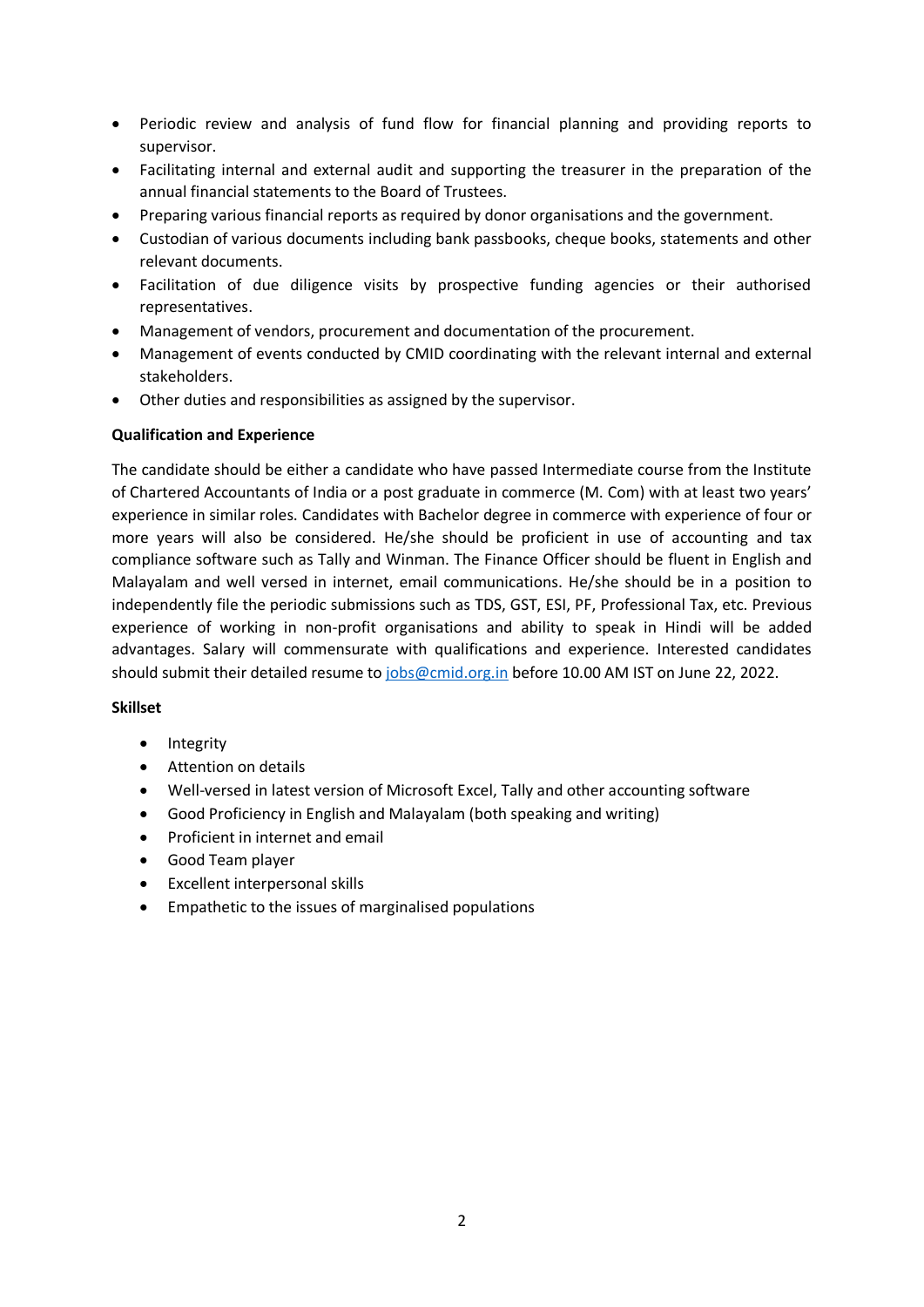- Periodic review and analysis of fund flow for financial planning and providing reports to supervisor.
- Facilitating internal and external audit and supporting the treasurer in the preparation of the annual financial statements to the Board of Trustees.
- Preparing various financial reports as required by donor organisations and the government.
- Custodian of various documents including bank passbooks, cheque books, statements and other relevant documents.
- Facilitation of due diligence visits by prospective funding agencies or their authorised representatives.
- Management of vendors, procurement and documentation of the procurement.
- Management of events conducted by CMID coordinating with the relevant internal and external stakeholders.
- Other duties and responsibilities as assigned by the supervisor.

**Qualification and Experience**

The candidate should be either a candidate who have passed Intermediate course from the Institute of Chartered Accountants of India or a post graduate in commerce (M. Com) with at least two years' experience in similar roles. Candidates with Bachelor degree in commerce with experience of four or more years will also be considered. He/she should be proficient in use of accounting and tax compliance software such as Tally and Winman. The Finance Officer should be fluent in English and Malayalam and well versed in internet, email communications. He/she should be in a position to independently file the periodic submissions such as TDS, GST, ESI, PF, Professional Tax, etc. Previous experience of working in non-profit organisations and ability to speak in Hindi will be added advantages. Salary will commensurate with qualifications and experience. Interested candidates should submit their detailed resume to [jobs@cmid.org.in](mailto:jobs@cmid.org.in) before 10.00 AM IST on June 22, 2022.

**Skillset**

- Integrity
- Attention on details
- Well-versed in latest version of Microsoft Excel, Tally and other accounting software
- Good Proficiency in English and Malayalam (both speaking and writing)
- Proficient in internet and email
- Good Team player
- Excellent interpersonal skills
- Empathetic to the issues of marginalised populations